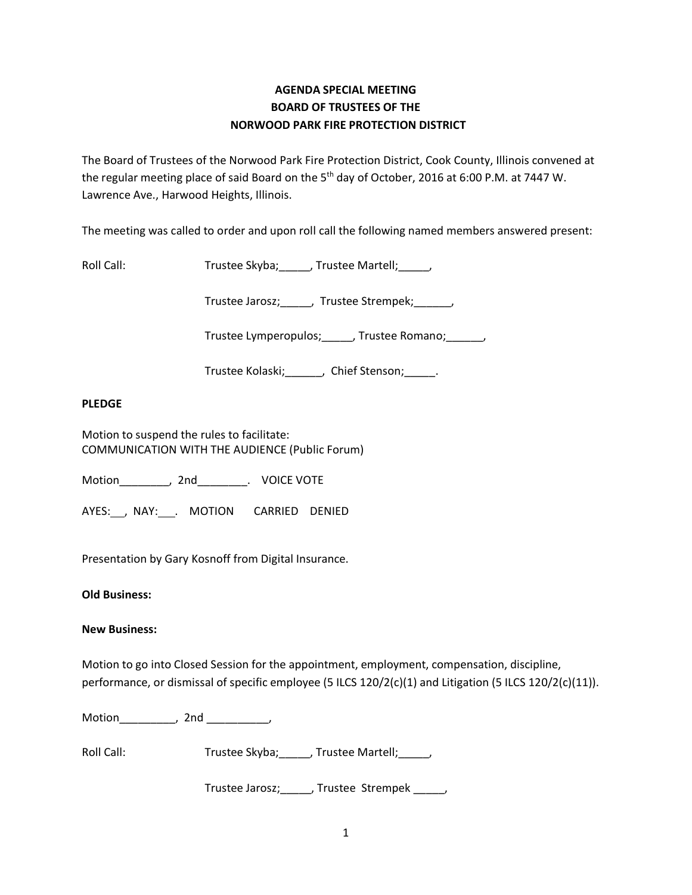**AGENDA SPECIAL MEETING**
**BOARD OF TRUSTEES OF THE**
**NORWOOD PARK FIRE PROTECTION DISTRICT**

The Board of Trustees of the Norwood Park Fire Protection District, Cook County, Illinois convened at the regular meeting place of said Board on the 5th day of October, 2016 at 6:00 P.M. at 7447 W. Lawrence Ave., Harwood Heights, Illinois.

The meeting was called to order and upon roll call the following named members answered present:

Roll Call: Trustee Skyba;_____, Trustee Martell;_____,

Trustee Jarosz;_____, Trustee Strempek;______,

Trustee Lymperopulos;_____, Trustee Romano;______,

Trustee Kolaski;______, Chief Stenson;_____.

**PLEDGE**

Motion to suspend the rules to facilitate:
COMMUNICATION WITH THE AUDIENCE (Public Forum)

Motion________, 2nd________. VOICE VOTE

AYES:___, NAY:___. MOTION CARRIED DENIED

Presentation by Gary Kosnoff from Digital Insurance.

**Old Business:**

**New Business:**

Motion to go into Closed Session for the appointment, employment, compensation, discipline, performance, or dismissal of specific employee (5 ILCS 120/2(c)(1) and Litigation (5 ILCS 120/2(c)(11)).

Motion_________, 2nd __________,

Roll Call: Trustee Skyba;_____, Trustee Martell;_____,

Trustee Jarosz;_____, Trustee Strempek _____,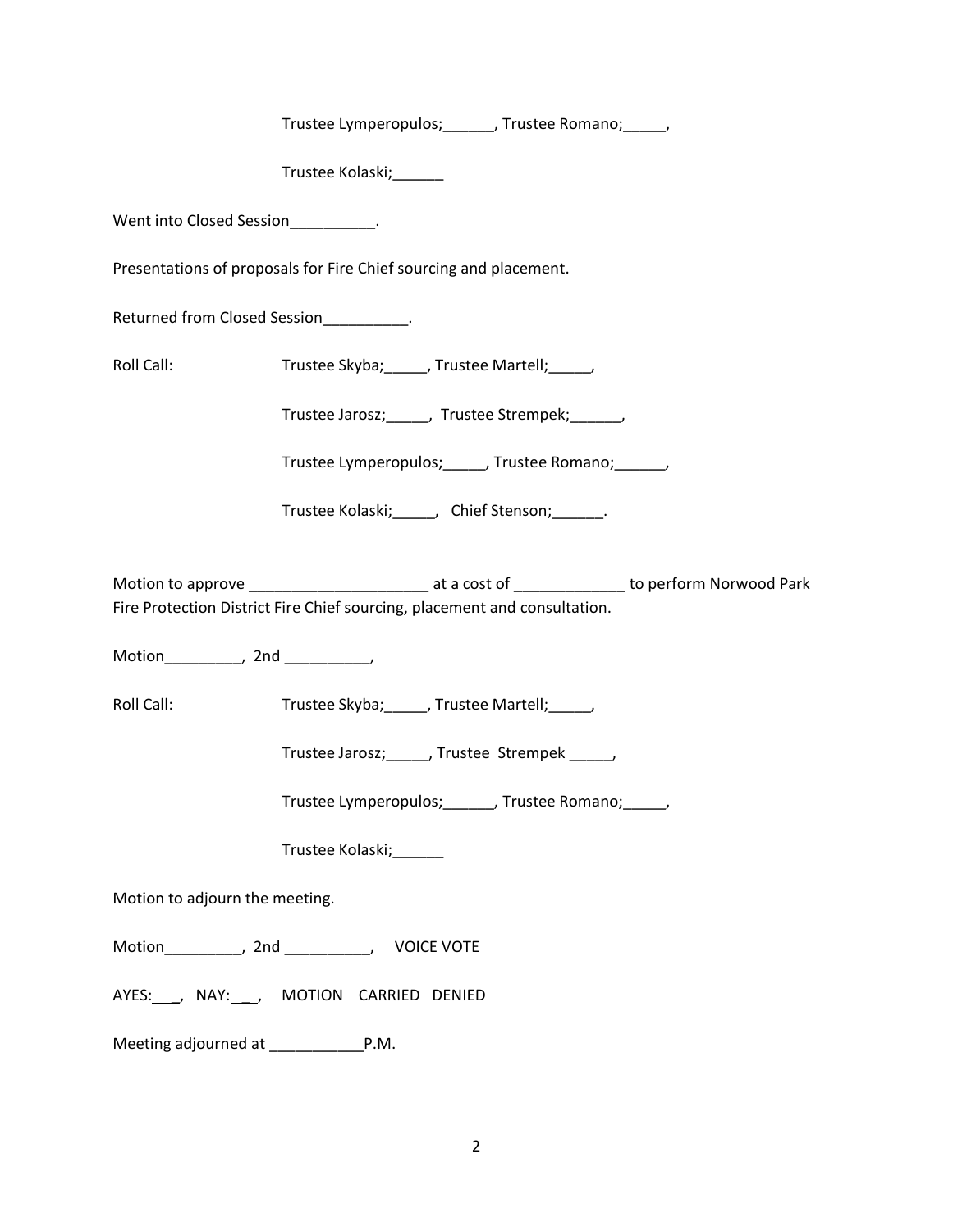Trustee Lymperopulos;______, Trustee Romano;_____,

Trustee Kolaski;______

Went into Closed Session__________.

Presentations of proposals for Fire Chief sourcing and placement.

Returned from Closed Session__________.

Roll Call: Trustee Skyba;_____, Trustee Martell;_____,

Trustee Jarosz;_____, Trustee Strempek;______,

Trustee Lymperopulos;_____, Trustee Romano;______,

Trustee Kolaski;_____, Chief Stenson;______.

Motion to approve ______________________ at a cost of _____________ to perform Norwood Park Fire Protection District Fire Chief sourcing, placement and consultation.

Motion_________, 2nd __________,

Roll Call: Trustee Skyba;_____, Trustee Martell;_____,

Trustee Jarosz;_____, Trustee Strempek _____,

Trustee Lymperopulos;______, Trustee Romano;_____,

Trustee Kolaski;______

Motion to adjourn the meeting.

Motion_________, 2nd __________, VOICE VOTE

AYES:___, NAY:___, MOTION CARRIED DENIED

Meeting adjourned at ___________P.M.